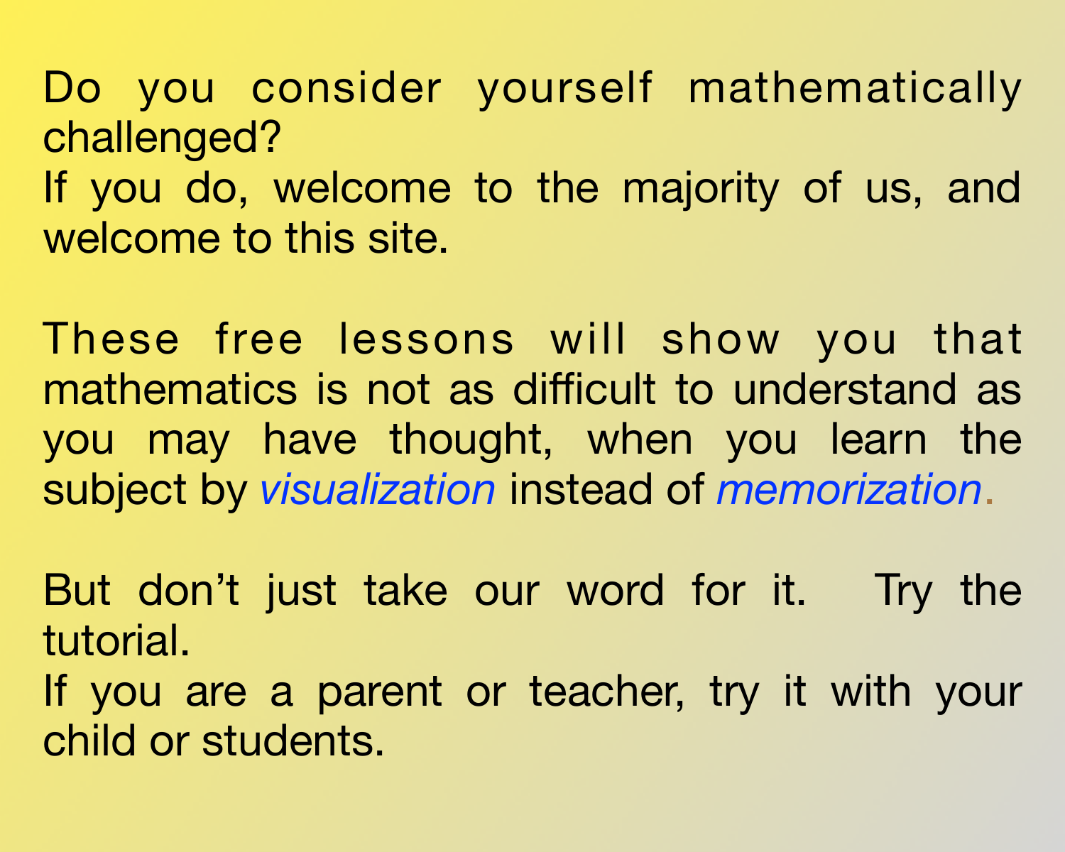Do you consider yourself mathematically challenged?
If you do, welcome to the majority of us, and welcome to this site.

These free lessons will show you that mathematics is not as difficult to understand as you may have thought, when you learn the subject by *visualization* instead of *memorization*.

But don't just take our word for it. Try the tutorial.
If you are a parent or teacher, try it with your child or students.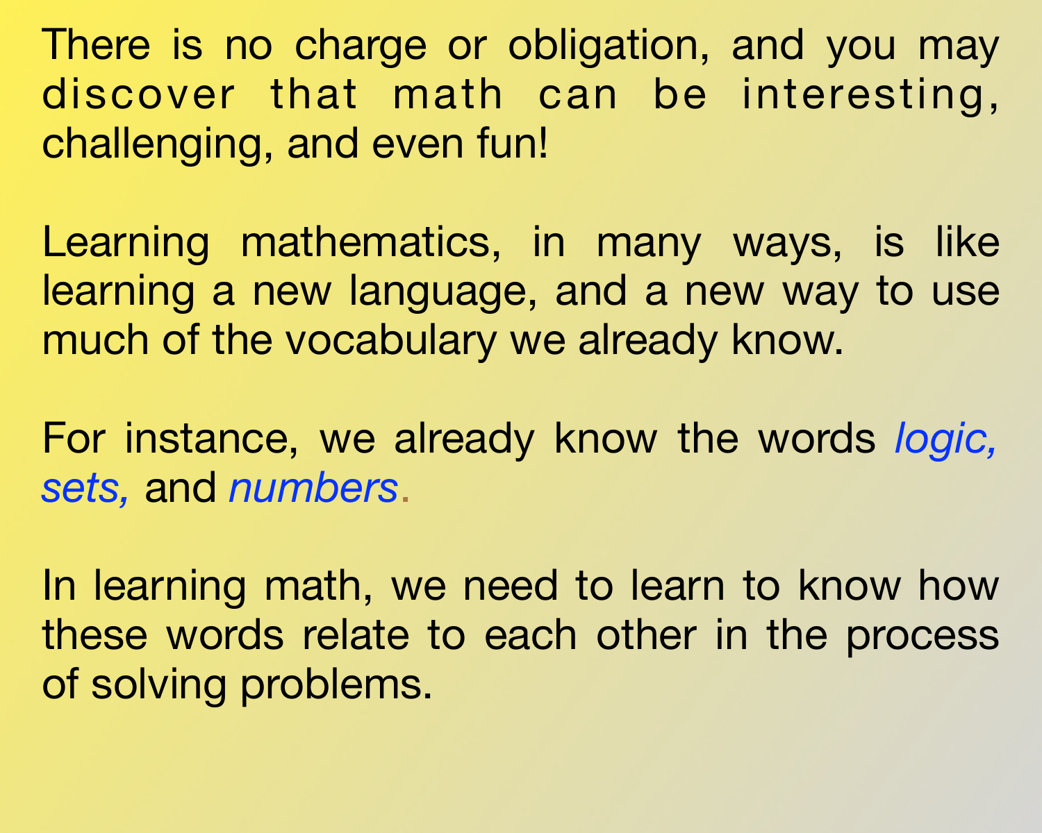There is no charge or obligation, and you may discover that math can be interesting, challenging, and even fun!

Learning mathematics, in many ways, is like learning a new language, and a new way to use much of the vocabulary we already know.

For instance, we already know the words *logic, sets,* and *numbers*.

In learning math, we need to learn to know how these words relate to each other in the process of solving problems.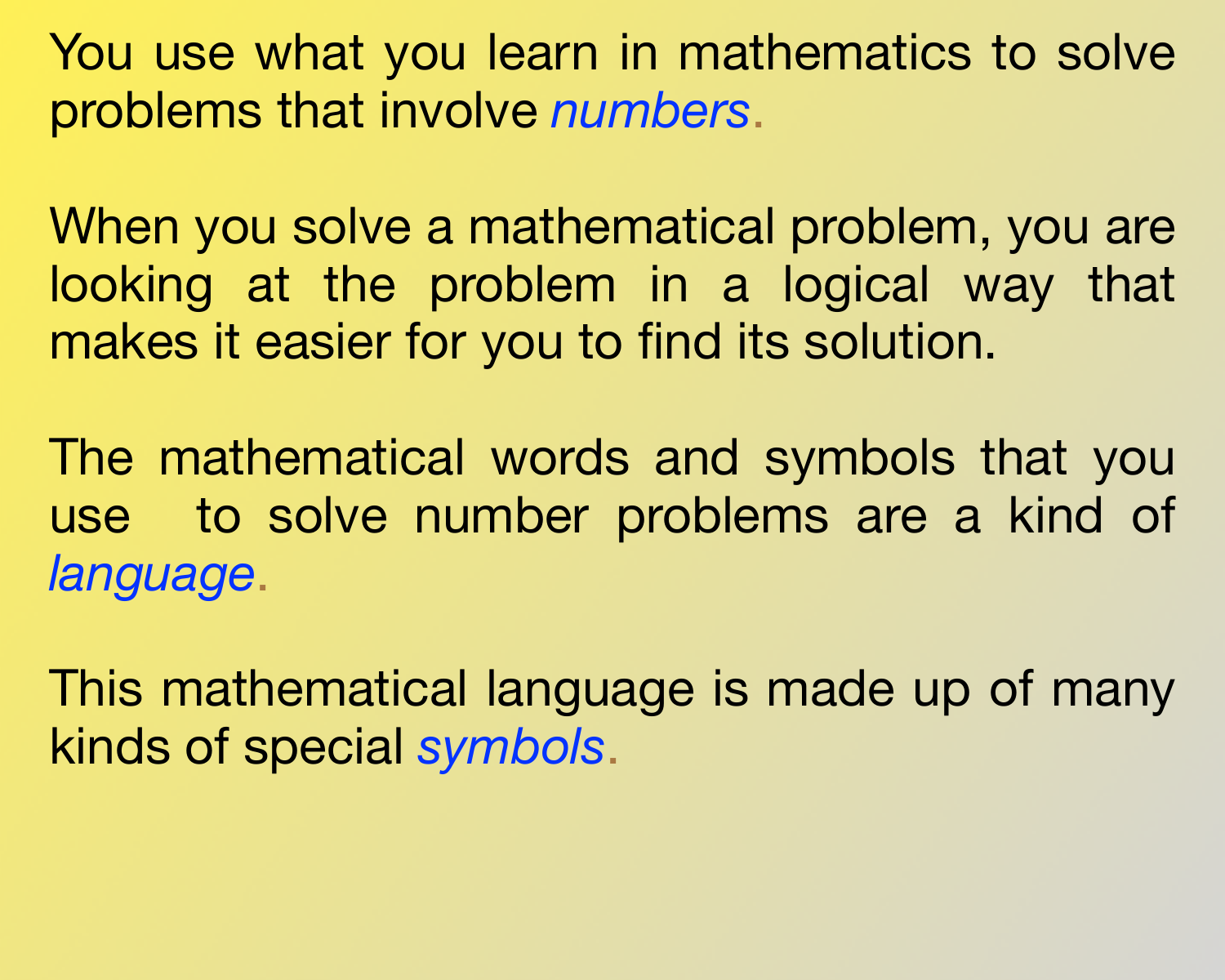You use what you learn in mathematics to solve problems that involve *numbers*.

When you solve a mathematical problem, you are looking at the problem in a logical way that makes it easier for you to find its solution.

The mathematical words and symbols that you use to solve number problems are a kind of *language*.

This mathematical language is made up of many kinds of special *symbols*.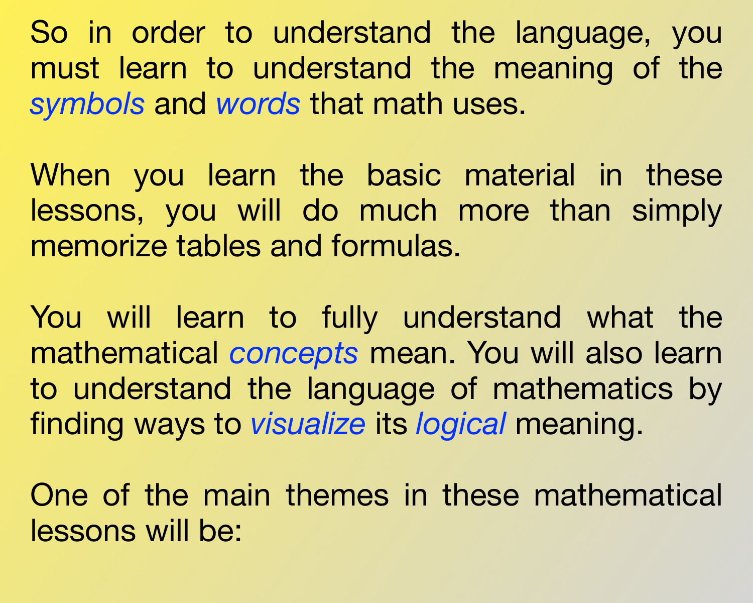So in order to understand the language, you must learn to understand the meaning of the *symbols* and *words* that math uses.

When you learn the basic material in these lessons, you will do much more than simply memorize tables and formulas.

You will learn to fully understand what the mathematical *concepts* mean. You will also learn to understand the language of mathematics by finding ways to *visualize* its *logical* meaning.

One of the main themes in these mathematical lessons will be: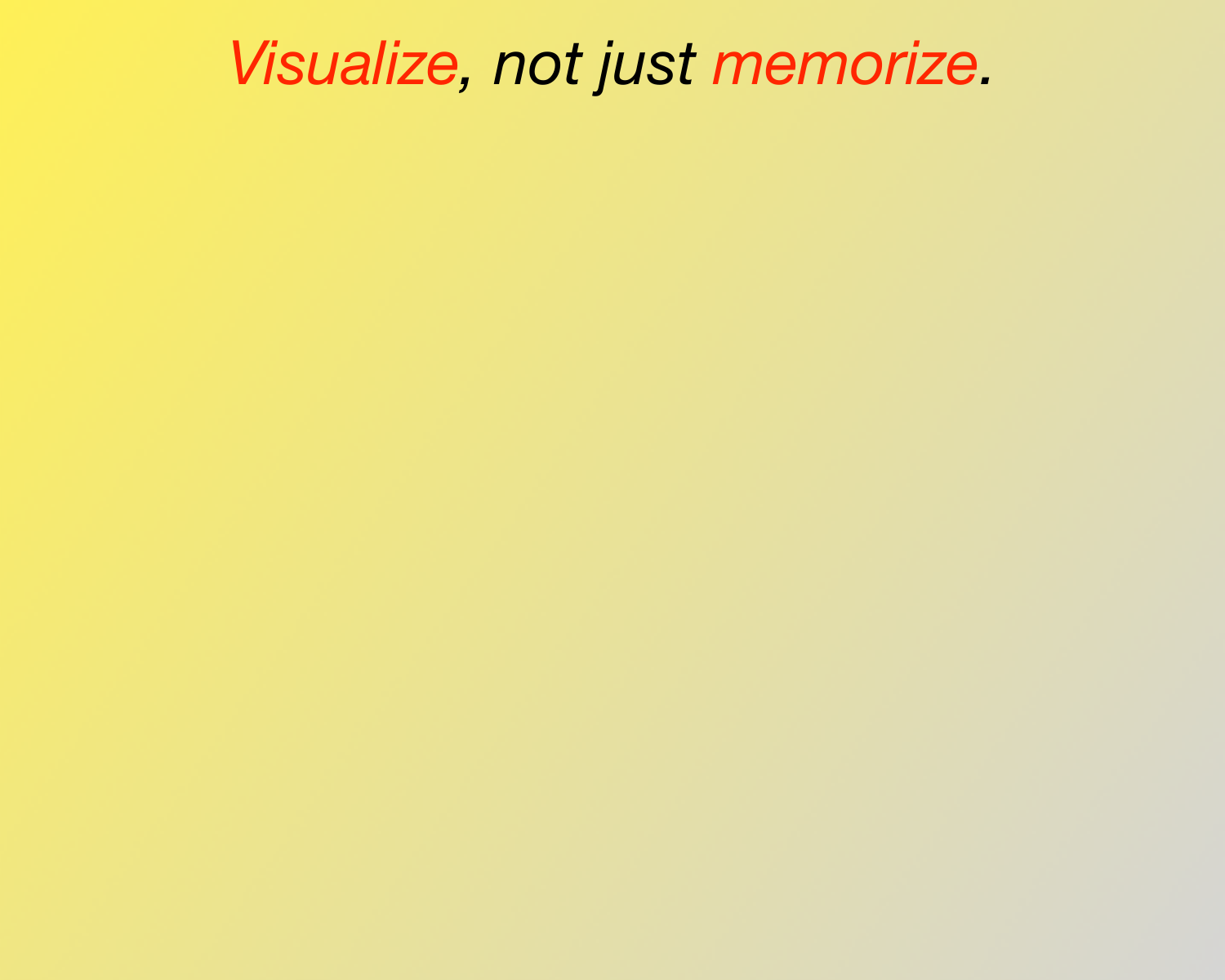*Visualize, not just memorize.*